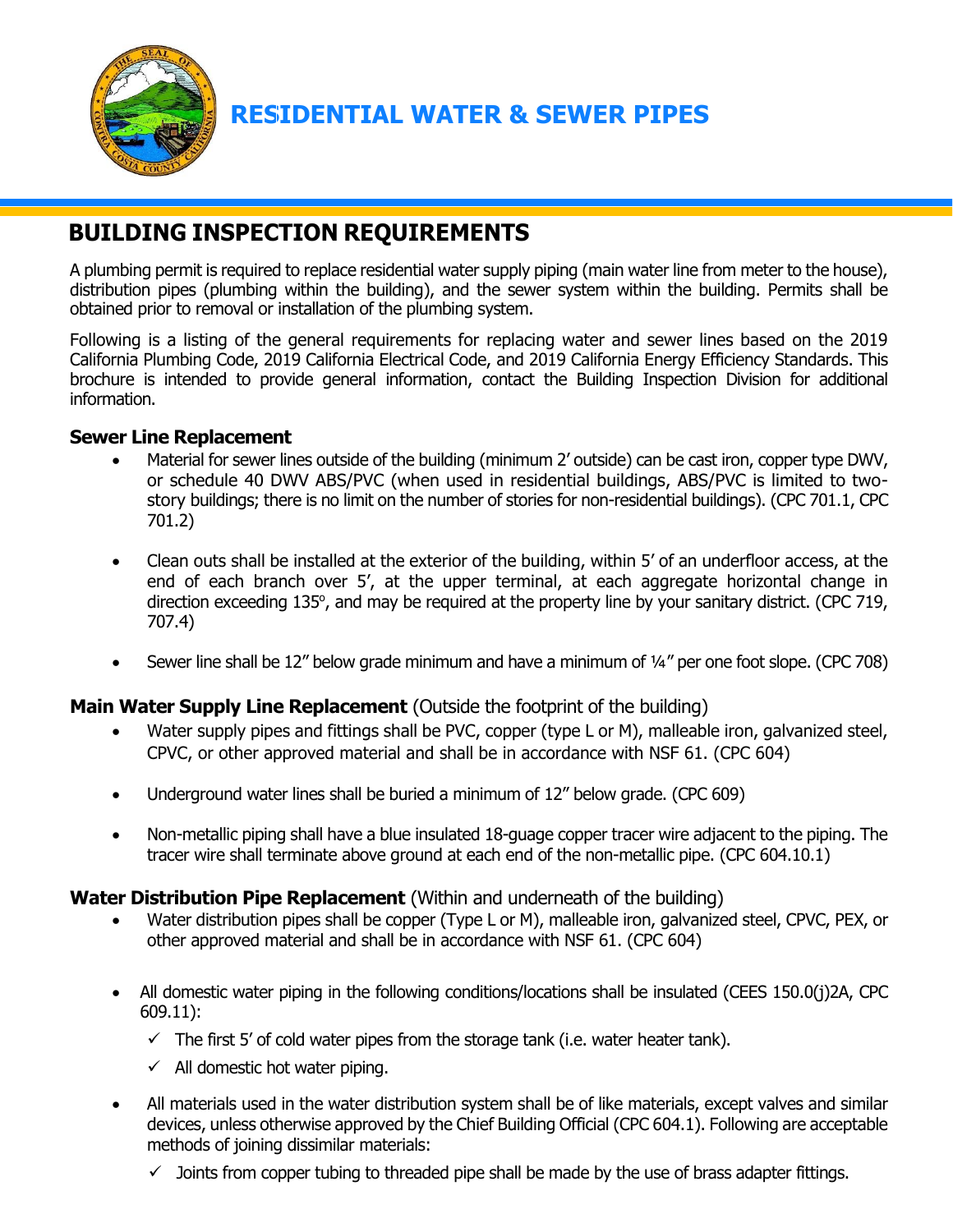# RESIDENTIAL WATER & SEWER PIPES

## BUILDING INSPECTION REQUIREMENTS

A plumbing permit is required to replace residential water supply piping (main water line from meter to the house), distribution pipes (plumbing within the building), and the sewer system within the building. Permits shall be obtained prior to removal or installation of the plumbing system.

Following is a listing of the general requirements for replacing water and sewer lines based on the 2019 California Plumbing Code, 2019 California Electrical Code, and 2019 California Energy Efficiency Standards. This brochure is intended to provide general information, contact the Building Inspection Division for additional information.

### Sewer Line Replacement

- Material for sewer lines outside of the building (minimum 2' outside) can be cast iron, copper type DWV, or schedule 40 DWV ABS/PVC (when used in residential buildings, ABS/PVC is limited to two-story buildings; there is no limit on the number of stories for non-residential buildings). (CPC 701.1, CPC 701.2)
- Clean outs shall be installed at the exterior of the building, within 5' of an underfloor access, at the end of each branch over 5', at the upper terminal, at each aggregate horizontal change in direction exceeding 135°, and may be required at the property line by your sanitary district. (CPC 719, 707.4)
- Sewer line shall be 12" below grade minimum and have a minimum of ¼" per one foot slope. (CPC 708)

### Main Water Supply Line Replacement (Outside the footprint of the building)

- Water supply pipes and fittings shall be PVC, copper (type L or M), malleable iron, galvanized steel, CPVC, or other approved material and shall be in accordance with NSF 61. (CPC 604)
- Underground water lines shall be buried a minimum of 12" below grade. (CPC 609)
- Non-metallic piping shall have a blue insulated 18-guage copper tracer wire adjacent to the piping. The tracer wire shall terminate above ground at each end of the non-metallic pipe. (CPC 604.10.1)

### Water Distribution Pipe Replacement (Within and underneath of the building)

- Water distribution pipes shall be copper (Type L or M), malleable iron, galvanized steel, CPVC, PEX, or other approved material and shall be in accordance with NSF 61. (CPC 604)
- All domestic water piping in the following conditions/locations shall be insulated (CEES 150.0(j)2A, CPC 609.11):
  - ✓ The first 5' of cold water pipes from the storage tank (i.e. water heater tank).
  - ✓ All domestic hot water piping.
- All materials used in the water distribution system shall be of like materials, except valves and similar devices, unless otherwise approved by the Chief Building Official (CPC 604.1). Following are acceptable methods of joining dissimilar materials:
  - ✓ Joints from copper tubing to threaded pipe shall be made by the use of brass adapter fittings.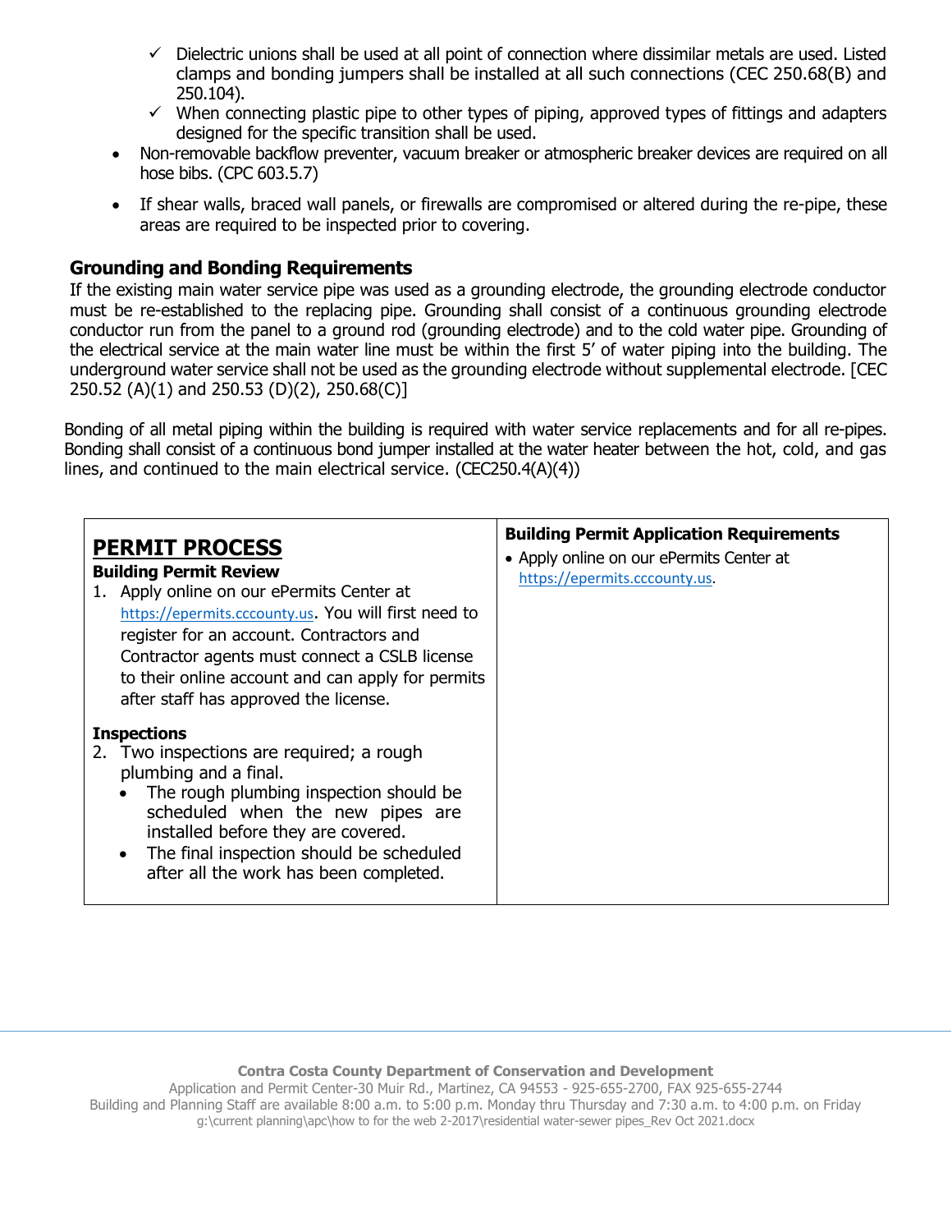- ✓ Dielectric unions shall be used at all point of connection where dissimilar metals are used. Listed clamps and bonding jumpers shall be installed at all such connections (CEC 250.68(B) and 250.104).
- ✓ When connecting plastic pipe to other types of piping, approved types of fittings and adapters designed for the specific transition shall be used.

- Non-removable backflow preventer, vacuum breaker or atmospheric breaker devices are required on all hose bibs. (CPC 603.5.7)
- If shear walls, braced wall panels, or firewalls are compromised or altered during the re-pipe, these areas are required to be inspected prior to covering.

## Grounding and Bonding Requirements

If the existing main water service pipe was used as a grounding electrode, the grounding electrode conductor must be re-established to the replacing pipe. Grounding shall consist of a continuous grounding electrode conductor run from the panel to a ground rod (grounding electrode) and to the cold water pipe. Grounding of the electrical service at the main water line must be within the first 5' of water piping into the building. The underground water service shall not be used as the grounding electrode without supplemental electrode. [CEC 250.52 (A)(1) and 250.53 (D)(2), 250.68(C)]

Bonding of all metal piping within the building is required with water service replacements and for all re-pipes. Bonding shall consist of a continuous bond jumper installed at the water heater between the hot, cold, and gas lines, and continued to the main electrical service. (CEC250.4(A)(4))

## PERMIT PROCESS

### Building Permit Review

1. Apply online on our ePermits Center at https://epermits.cccounty.us. You will first need to register for an account. Contractors and Contractor agents must connect a CSLB license to their online account and can apply for permits after staff has approved the license.

### Inspections

2. Two inspections are required; a rough plumbing and a final.
   - The rough plumbing inspection should be scheduled when the new pipes are installed before they are covered.
   - The final inspection should be scheduled after all the work has been completed.

### Building Permit Application Requirements

- Apply online on our ePermits Center at https://epermits.cccounty.us.

**Contra Costa County Department of Conservation and Development**
Application and Permit Center-30 Muir Rd., Martinez, CA 94553 - 925-655-2700, FAX 925-655-2744
Building and Planning Staff are available 8:00 a.m. to 5:00 p.m. Monday thru Thursday and 7:30 a.m. to 4:00 p.m. on Friday
g:\current planning\apc\how to for the web 2-2017\residential water-sewer pipes_Rev Oct 2021.docx